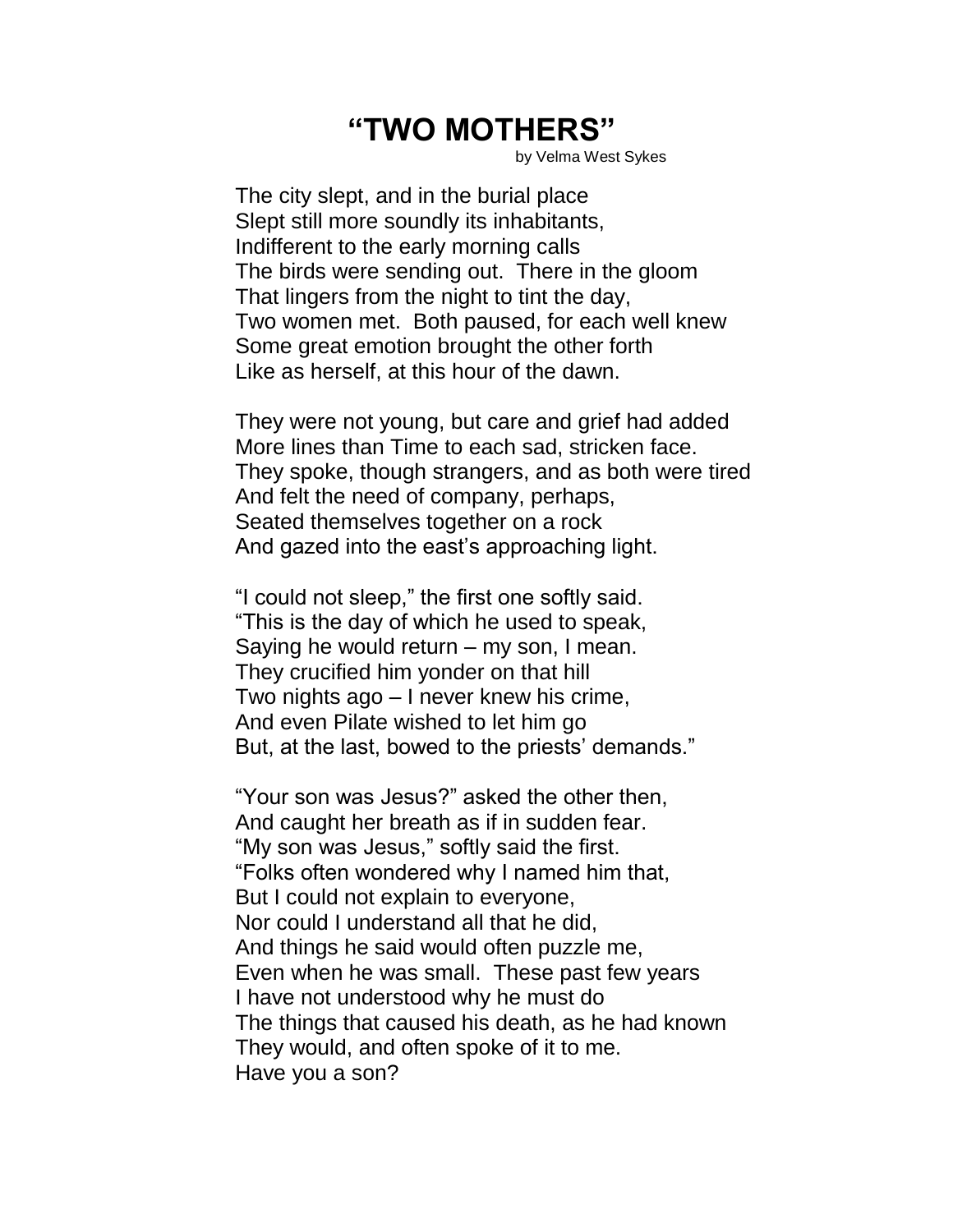# "TWO MOTHERS"

by Velma West Sykes

The city slept, and in the burial place
Slept still more soundly its inhabitants,
Indifferent to the early morning calls
The birds were sending out. There in the gloom
That lingers from the night to tint the day,
Two women met. Both paused, for each well knew
Some great emotion brought the other forth
Like as herself, at this hour of the dawn.

They were not young, but care and grief had added
More lines than Time to each sad, stricken face.
They spoke, though strangers, and as both were tired
And felt the need of company, perhaps,
Seated themselves together on a rock
And gazed into the east's approaching light.

"I could not sleep," the first one softly said.
"This is the day of which he used to speak,
Saying he would return – my son, I mean.
They crucified him yonder on that hill
Two nights ago – I never knew his crime,
And even Pilate wished to let him go
But, at the last, bowed to the priests' demands."

"Your son was Jesus?" asked the other then,
And caught her breath as if in sudden fear.
"My son was Jesus," softly said the first.
"Folks often wondered why I named him that,
But I could not explain to everyone,
Nor could I understand all that he did,
And things he said would often puzzle me,
Even when he was small. These past few years
I have not understood why he must do
The things that caused his death, as he had known
They would, and often spoke of it to me.
Have you a son?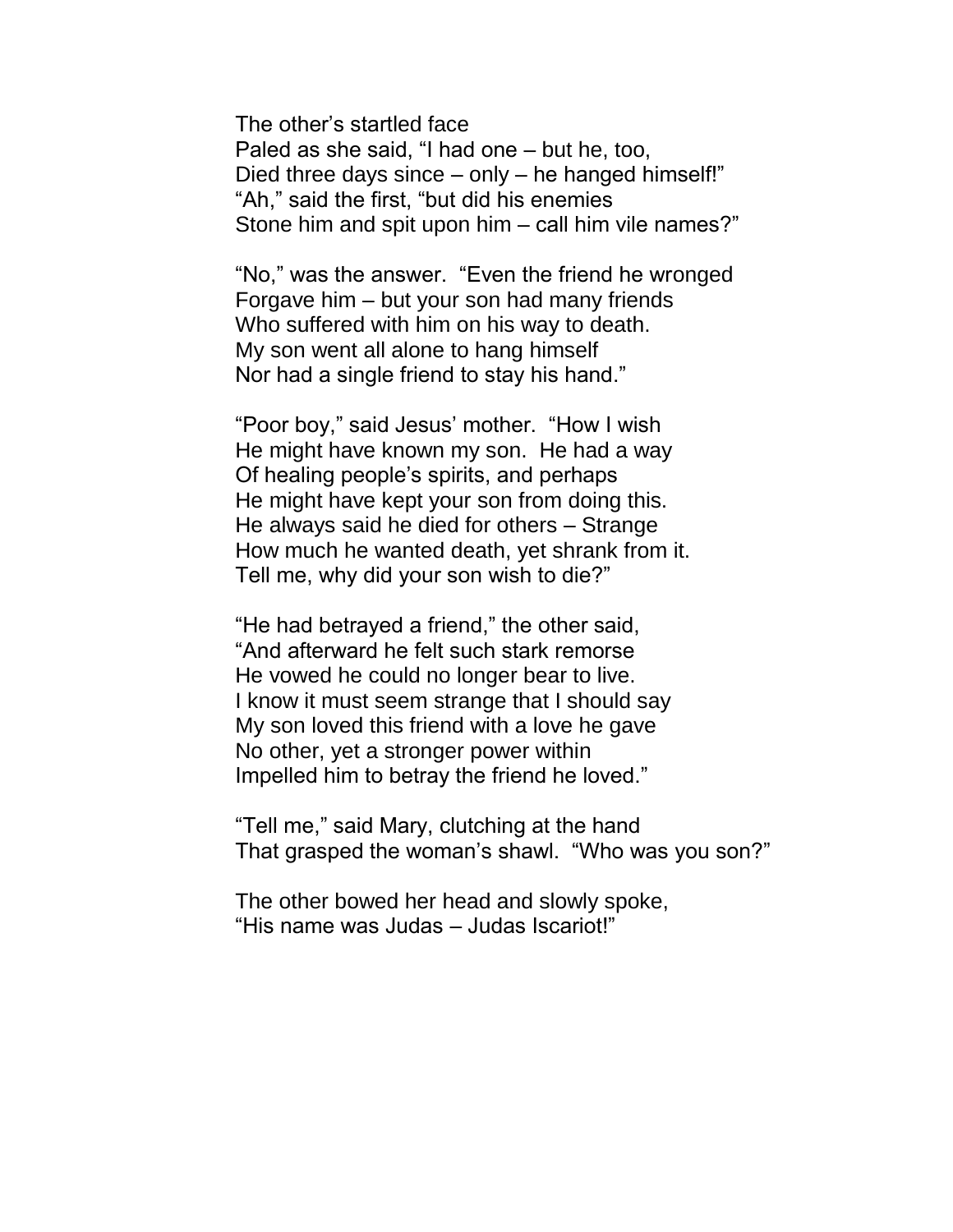The other's startled face  
Paled as she said, "I had one – but he, too,  
Died three days since – only – he hanged himself!"  
"Ah," said the first, "but did his enemies  
Stone him and spit upon him – call him vile names?"

"No," was the answer. "Even the friend he wronged  
Forgave him – but your son had many friends  
Who suffered with him on his way to death.  
My son went all alone to hang himself  
Nor had a single friend to stay his hand."

"Poor boy," said Jesus' mother. "How I wish  
He might have known my son. He had a way  
Of healing people's spirits, and perhaps  
He might have kept your son from doing this.  
He always said he died for others – Strange  
How much he wanted death, yet shrank from it.  
Tell me, why did your son wish to die?"

"He had betrayed a friend," the other said,  
"And afterward he felt such stark remorse  
He vowed he could no longer bear to live.  
I know it must seem strange that I should say  
My son loved this friend with a love he gave  
No other, yet a stronger power within  
Impelled him to betray the friend he loved."

"Tell me," said Mary, clutching at the hand  
That grasped the woman's shawl. "Who was you son?"

The other bowed her head and slowly spoke,  
"His name was Judas – Judas Iscariot!"